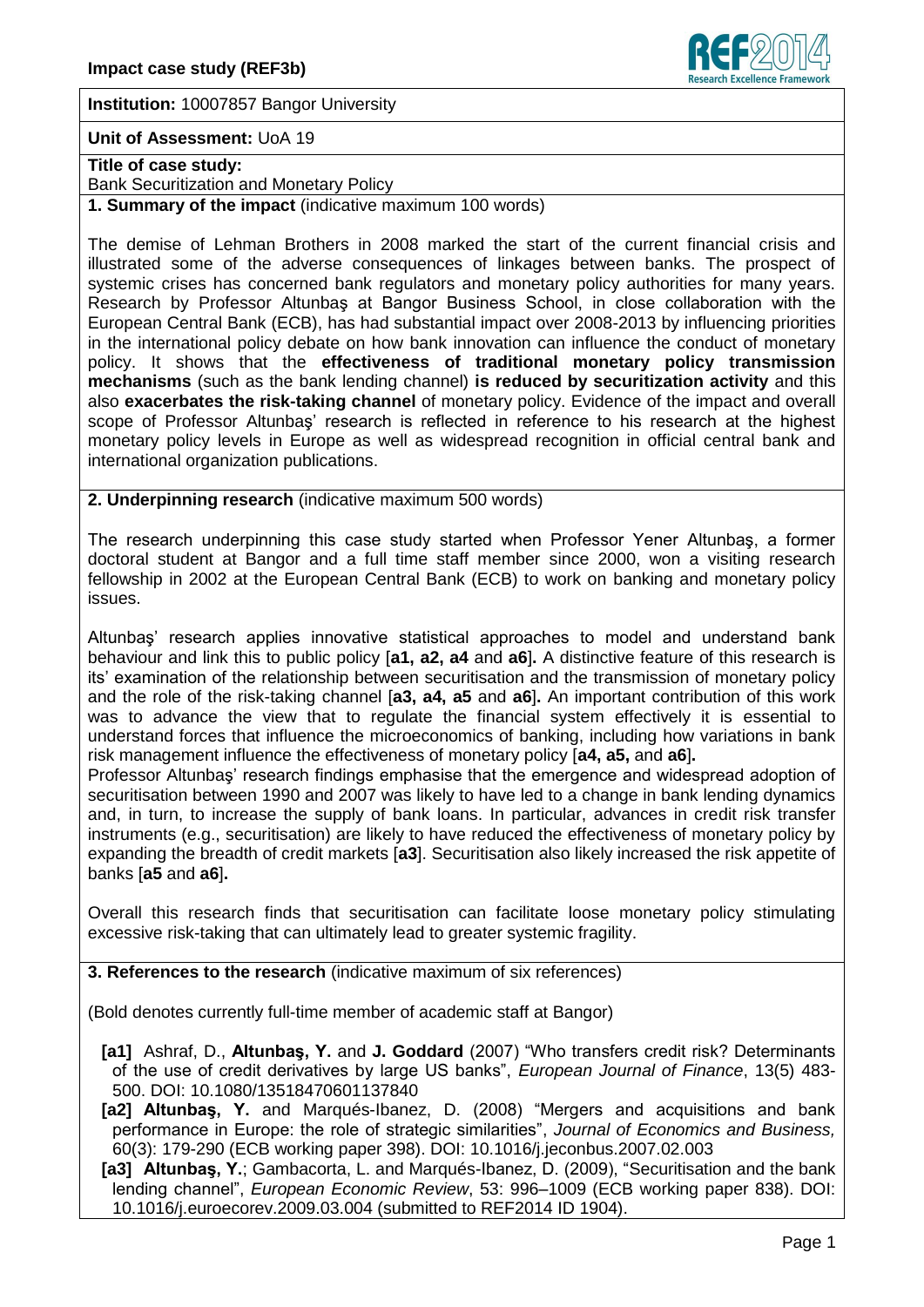**Impact case study (REF3b)**

**Institution:** 10007857 Bangor University

**Unit of Assessment:** UoA 19

**Title of case study:**
Bank Securitization and Monetary Policy

## 1. Summary of the impact (indicative maximum 100 words)

The demise of Lehman Brothers in 2008 marked the start of the current financial crisis and illustrated some of the adverse consequences of linkages between banks. The prospect of systemic crises has concerned bank regulators and monetary policy authorities for many years. Research by Professor Altunbaş at Bangor Business School, in close collaboration with the European Central Bank (ECB), has had substantial impact over 2008-2013 by influencing priorities in the international policy debate on how bank innovation can influence the conduct of monetary policy. It shows that the **effectiveness of traditional monetary policy transmission mechanisms** (such as the bank lending channel) **is reduced by securitization activity** and this also **exacerbates the risk-taking channel** of monetary policy. Evidence of the impact and overall scope of Professor Altunbaş' research is reflected in reference to his research at the highest monetary policy levels in Europe as well as widespread recognition in official central bank and international organization publications.

## 2. Underpinning research (indicative maximum 500 words)

The research underpinning this case study started when Professor Yener Altunbaş, a former doctoral student at Bangor and a full time staff member since 2000, won a visiting research fellowship in 2002 at the European Central Bank (ECB) to work on banking and monetary policy issues.

Altunbaş' research applies innovative statistical approaches to model and understand bank behaviour and link this to public policy [**a1, a2, a4** and **a6**]**.** A distinctive feature of this research is its' examination of the relationship between securitisation and the transmission of monetary policy and the role of the risk-taking channel [**a3, a4, a5** and **a6**]**.** An important contribution of this work was to advance the view that to regulate the financial system effectively it is essential to understand forces that influence the microeconomics of banking, including how variations in bank risk management influence the effectiveness of monetary policy [**a4, a5,** and **a6**]**.**

Professor Altunbaş' research findings emphasise that the emergence and widespread adoption of securitisation between 1990 and 2007 was likely to have led to a change in bank lending dynamics and, in turn, to increase the supply of bank loans. In particular, advances in credit risk transfer instruments (e.g., securitisation) are likely to have reduced the effectiveness of monetary policy by expanding the breadth of credit markets [**a3**]. Securitisation also likely increased the risk appetite of banks [**a5** and **a6**]**.**

Overall this research finds that securitisation can facilitate loose monetary policy stimulating excessive risk-taking that can ultimately lead to greater systemic fragility.

## 3. References to the research (indicative maximum of six references)

(Bold denotes currently full-time member of academic staff at Bangor)

- **[a1]** Ashraf, D., **Altunbaş, Y.** and **J. Goddard** (2007) "Who transfers credit risk? Determinants of the use of credit derivatives by large US banks", *European Journal of Finance*, 13(5) 483-500. DOI: 10.1080/13518470601137840
- **[a2] Altunbaş, Y.** and Marqués-Ibanez, D. (2008) "Mergers and acquisitions and bank performance in Europe: the role of strategic similarities", *Journal of Economics and Business,* 60(3): 179-290 (ECB working paper 398). DOI: 10.1016/j.jeconbus.2007.02.003
- **[a3] Altunbaş, Y.**; Gambacorta, L. and Marqués-Ibanez, D. (2009), "Securitisation and the bank lending channel", *European Economic Review*, 53: 996–1009 (ECB working paper 838). DOI: 10.1016/j.euroecorev.2009.03.004 (submitted to REF2014 ID 1904).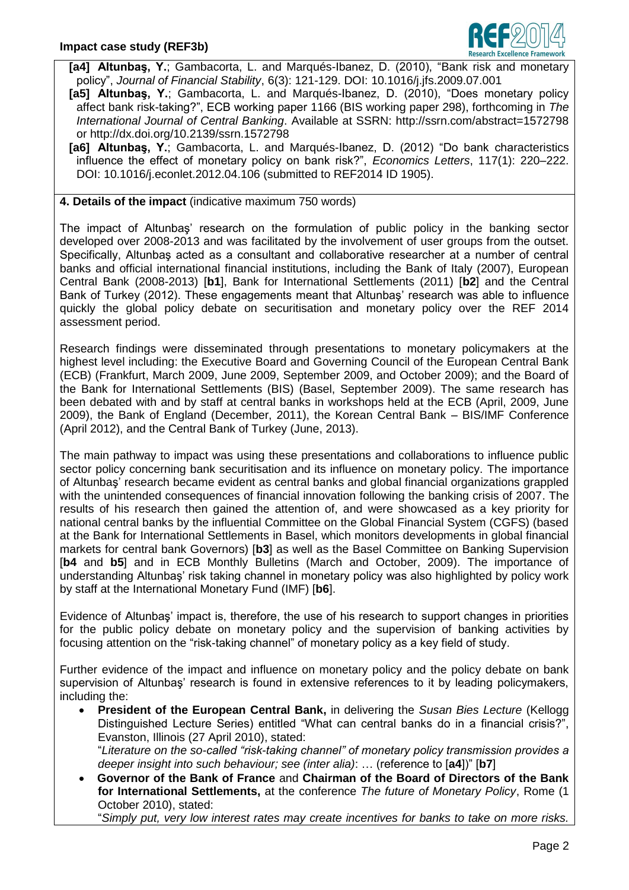- **[a4] Altunbaş, Y.**; Gambacorta, L. and Marqués-Ibanez, D. (2010), "Bank risk and monetary policy", *Journal of Financial Stability*, 6(3): 121-129. DOI: 10.1016/j.jfs.2009.07.001
- **[a5] Altunbaş, Y.**; Gambacorta, L. and Marqués-Ibanez, D. (2010), "Does monetary policy affect bank risk-taking?", ECB working paper 1166 (BIS working paper 298), forthcoming in *The International Journal of Central Banking*. Available at SSRN: http://ssrn.com/abstract=1572798 or http://dx.doi.org/10.2139/ssrn.1572798
- **[a6] Altunbaş, Y.**; Gambacorta, L. and Marqués-Ibanez, D. (2012) "Do bank characteristics influence the effect of monetary policy on bank risk?", *Economics Letters*, 117(1): 220–222. DOI: 10.1016/j.econlet.2012.04.106 (submitted to REF2014 ID 1905).

**4. Details of the impact** (indicative maximum 750 words)

The impact of Altunbaş' research on the formulation of public policy in the banking sector developed over 2008-2013 and was facilitated by the involvement of user groups from the outset. Specifically, Altunbaş acted as a consultant and collaborative researcher at a number of central banks and official international financial institutions, including the Bank of Italy (2007), European Central Bank (2008-2013) [**b1**], Bank for International Settlements (2011) [**b2**] and the Central Bank of Turkey (2012). These engagements meant that Altunbaş' research was able to influence quickly the global policy debate on securitisation and monetary policy over the REF 2014 assessment period.

Research findings were disseminated through presentations to monetary policymakers at the highest level including: the Executive Board and Governing Council of the European Central Bank (ECB) (Frankfurt, March 2009, June 2009, September 2009, and October 2009); and the Board of the Bank for International Settlements (BIS) (Basel, September 2009). The same research has been debated with and by staff at central banks in workshops held at the ECB (April, 2009, June 2009), the Bank of England (December, 2011), the Korean Central Bank – BIS/IMF Conference (April 2012), and the Central Bank of Turkey (June, 2013).

The main pathway to impact was using these presentations and collaborations to influence public sector policy concerning bank securitisation and its influence on monetary policy. The importance of Altunbaş' research became evident as central banks and global financial organizations grappled with the unintended consequences of financial innovation following the banking crisis of 2007. The results of his research then gained the attention of, and were showcased as a key priority for national central banks by the influential Committee on the Global Financial System (CGFS) (based at the Bank for International Settlements in Basel, which monitors developments in global financial markets for central bank Governors) [**b3**] as well as the Basel Committee on Banking Supervision [**b4** and **b5**] and in ECB Monthly Bulletins (March and October, 2009). The importance of understanding Altunbaş' risk taking channel in monetary policy was also highlighted by policy work by staff at the International Monetary Fund (IMF) [**b6**].

Evidence of Altunbaş' impact is, therefore, the use of his research to support changes in priorities for the public policy debate on monetary policy and the supervision of banking activities by focusing attention on the "risk-taking channel" of monetary policy as a key field of study.

Further evidence of the impact and influence on monetary policy and the policy debate on bank supervision of Altunbaş' research is found in extensive references to it by leading policymakers, including the:

- **President of the European Central Bank,** in delivering the *Susan Bies Lecture* (Kellogg Distinguished Lecture Series) entitled "What can central banks do in a financial crisis?", Evanston, Illinois (27 April 2010), stated:
  "*Literature on the so-called "risk-taking channel" of monetary policy transmission provides a deeper insight into such behaviour; see (inter alia)*: … (reference to [**a4**])" [**b7**]
- **Governor of the Bank of France** and **Chairman of the Board of Directors of the Bank for International Settlements,** at the conference *The future of Monetary Policy*, Rome (1 October 2010), stated:
  "*Simply put, very low interest rates may create incentives for banks to take on more risks.*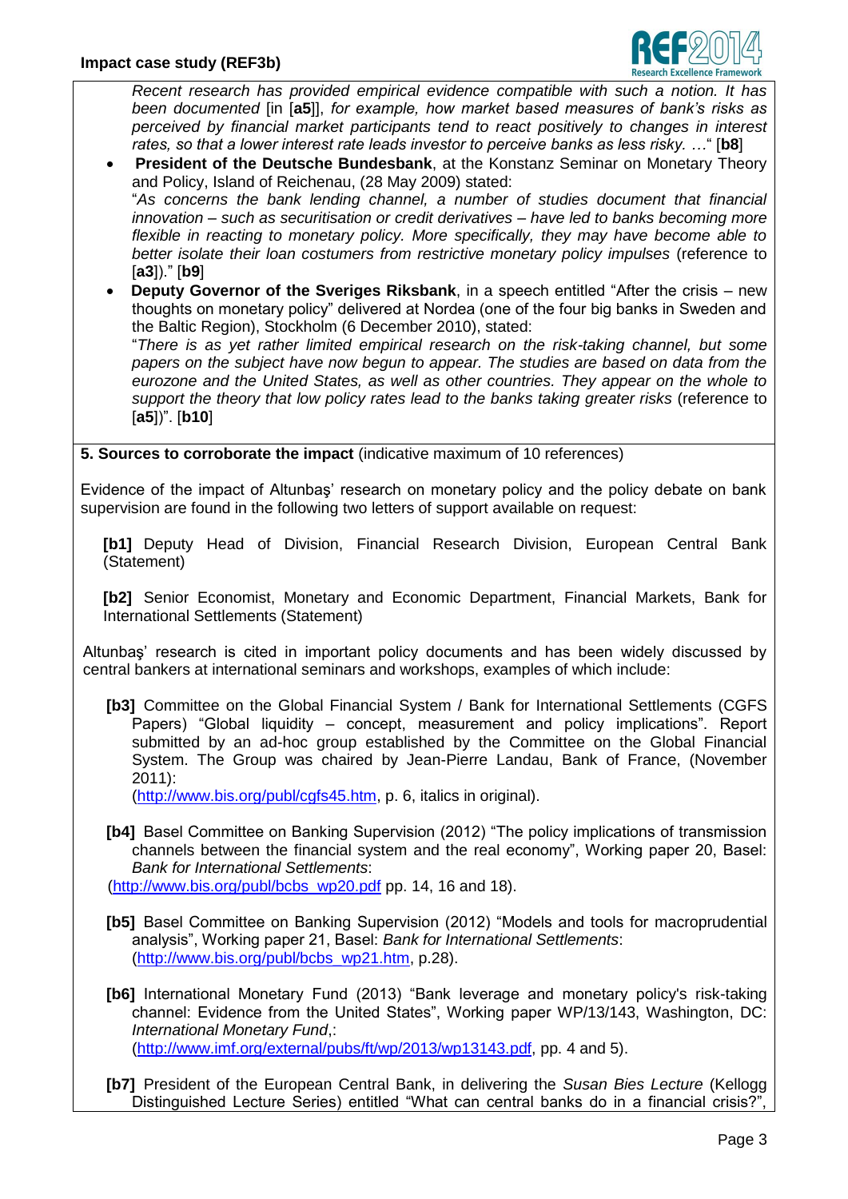*Recent research has provided empirical evidence compatible with such a notion. It has been documented* [in [**a5**]], *for example, how market based measures of bank's risks as perceived by financial market participants tend to react positively to changes in interest rates, so that a lower interest rate leads investor to perceive banks as less risky. …*" [**b8**]

- **President of the Deutsche Bundesbank**, at the Konstanz Seminar on Monetary Theory and Policy, Island of Reichenau, (28 May 2009) stated:
  "*As concerns the bank lending channel, a number of studies document that financial innovation – such as securitisation or credit derivatives – have led to banks becoming more flexible in reacting to monetary policy. More specifically, they may have become able to better isolate their loan costumers from restrictive monetary policy impulses* (reference to [**a3**])." [**b9**]
- **Deputy Governor of the Sveriges Riksbank**, in a speech entitled "After the crisis – new thoughts on monetary policy" delivered at Nordea (one of the four big banks in Sweden and the Baltic Region), Stockholm (6 December 2010), stated:
  "*There is as yet rather limited empirical research on the risk-taking channel, but some papers on the subject have now begun to appear. The studies are based on data from the eurozone and the United States, as well as other countries. They appear on the whole to support the theory that low policy rates lead to the banks taking greater risks* (reference to [**a5**])". [**b10**]

**5. Sources to corroborate the impact** (indicative maximum of 10 references)

Evidence of the impact of Altunbaş' research on monetary policy and the policy debate on bank supervision are found in the following two letters of support available on request:

**[b1]** Deputy Head of Division, Financial Research Division, European Central Bank (Statement)

**[b2]** Senior Economist, Monetary and Economic Department, Financial Markets, Bank for International Settlements (Statement)

Altunbaş' research is cited in important policy documents and has been widely discussed by central bankers at international seminars and workshops, examples of which include:

**[b3]** Committee on the Global Financial System / Bank for International Settlements (CGFS Papers) "Global liquidity – concept, measurement and policy implications". Report submitted by an ad-hoc group established by the Committee on the Global Financial System. The Group was chaired by Jean-Pierre Landau, Bank of France, (November 2011):
(http://www.bis.org/publ/cgfs45.htm, p. 6, italics in original).

**[b4]** Basel Committee on Banking Supervision (2012) "The policy implications of transmission channels between the financial system and the real economy", Working paper 20, Basel: *Bank for International Settlements*:
(http://www.bis.org/publ/bcbs_wp20.pdf pp. 14, 16 and 18).

**[b5]** Basel Committee on Banking Supervision (2012) "Models and tools for macroprudential analysis", Working paper 21, Basel: *Bank for International Settlements*:
(http://www.bis.org/publ/bcbs_wp21.htm, p.28).

**[b6]** International Monetary Fund (2013) "Bank leverage and monetary policy's risk-taking channel: Evidence from the United States", Working paper WP/13/143, Washington, DC: *International Monetary Fund*,:
(http://www.imf.org/external/pubs/ft/wp/2013/wp13143.pdf, pp. 4 and 5).

**[b7]** President of the European Central Bank, in delivering the *Susan Bies Lecture* (Kellogg Distinguished Lecture Series) entitled "What can central banks do in a financial crisis?",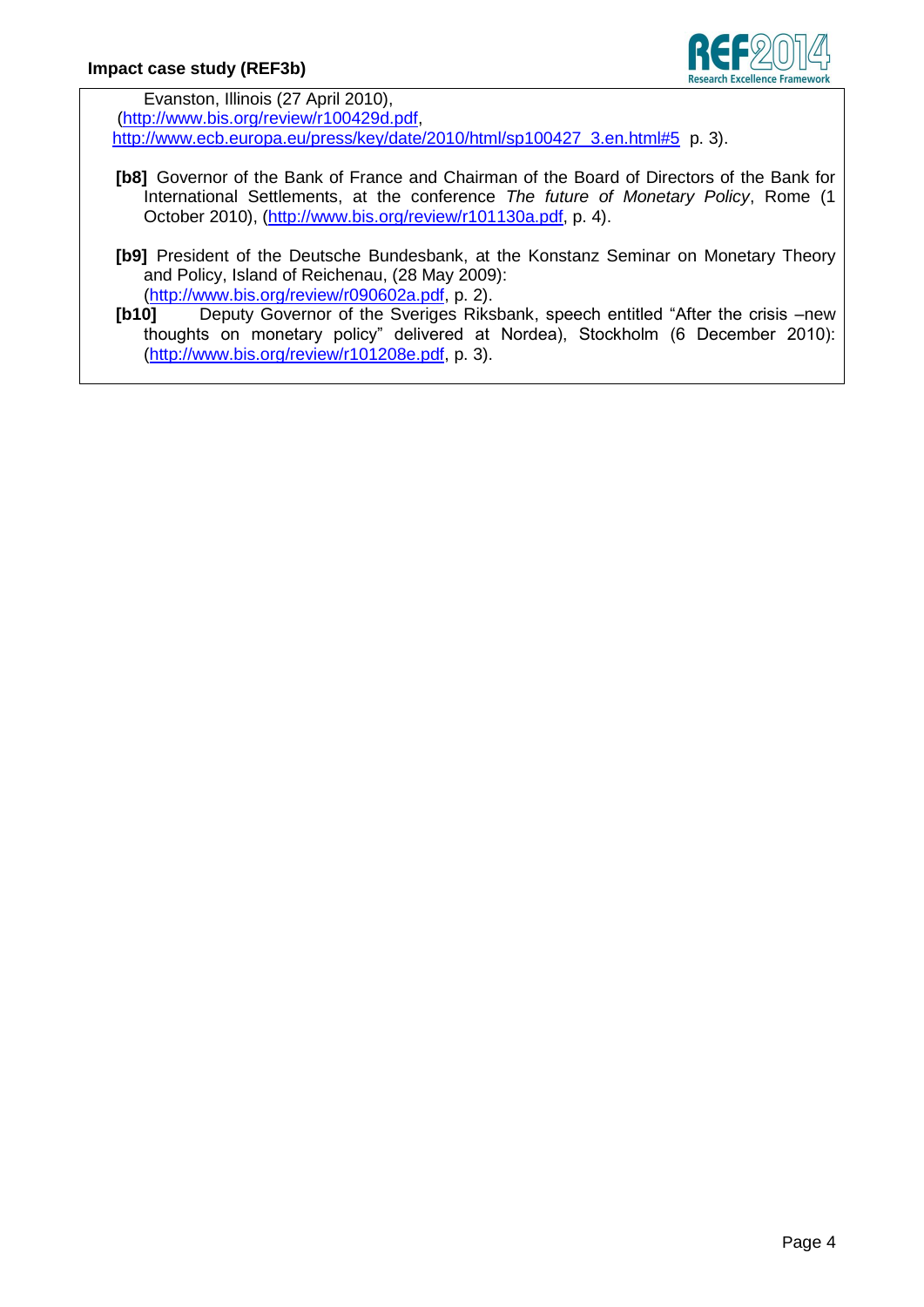Evanston, Illinois (27 April 2010), (http://www.bis.org/review/r100429d.pdf, http://www.ecb.europa.eu/press/key/date/2010/html/sp100427_3.en.html#5 p. 3).

**[b8]** Governor of the Bank of France and Chairman of the Board of Directors of the Bank for International Settlements, at the conference *The future of Monetary Policy*, Rome (1 October 2010), (http://www.bis.org/review/r101130a.pdf, p. 4).

**[b9]** President of the Deutsche Bundesbank, at the Konstanz Seminar on Monetary Theory and Policy, Island of Reichenau, (28 May 2009): (http://www.bis.org/review/r090602a.pdf, p. 2).

**[b10]** Deputy Governor of the Sveriges Riksbank, speech entitled "After the crisis –new thoughts on monetary policy" delivered at Nordea), Stockholm (6 December 2010): (http://www.bis.org/review/r101208e.pdf, p. 3).